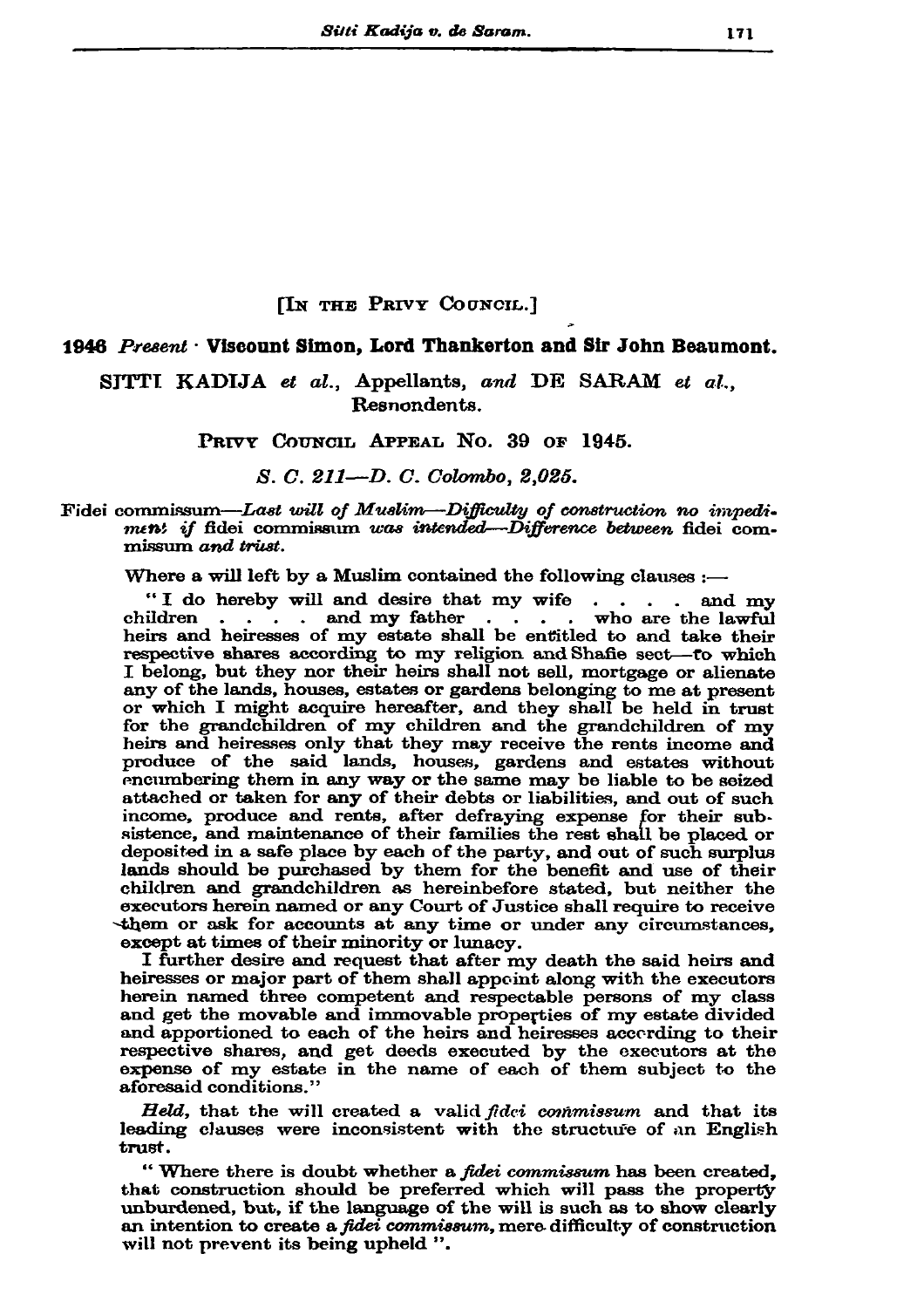[IN THE PRIVY COUNCIL.]

**1946** *Present* · **Viscount Simon, Lord Thankerton and Sir John Beaumont.**

SITTI KADIJA *et al.*, Appellants, *and* DE SARAM *et al.*, Respondents.

PRIVY COUNCIL APPEAL NO. 39 OF 1945.

*S. C. 211—D. C. Colombo, 2,025.*

Fidei commissum—*Last will of Muslim—Difficulty of construction no impediment if* fidei commissum *was intended—Difference between* fidei commissum *and trust.*

Where a will left by a Muslim contained the following clauses :—

" I do hereby will and desire that my wife . . . . and my children . . . . and my father . . . . who are the lawful heirs and heiresses of my estate shall be entitled to and take their respective shares according to my religion and Shafie sect—to which I belong, but they nor their heirs shall not sell, mortgage or alienate any of the lands, houses, estates or gardens belonging to me at present or which I might acquire hereafter, and they shall be held in trust for the grandchildren of my children and the grandchildren of my heirs and heiresses only that they may receive the rents income and produce of the said lands, houses, gardens and estates without encumbering them in any way or the same may be liable to be seized attached or taken for any of their debts or liabilities, and out of such income, produce and rents, after defraying expense for their subsistence, and maintenance of their families the rest shall be placed or deposited in a safe place by each of the party, and out of such surplus lands should be purchased by them for the benefit and use of their children and grandchildren as hereinbefore stated, but neither the executors herein named or any Court of Justice shall require to receive them or ask for accounts at any time or under any circumstances, except at times of their minority or lunacy.

I further desire and request that after my death the said heirs and heiresses or major part of them shall appoint along with the executors herein named three competent and respectable persons of my class and get the movable and immovable properties of my estate divided and apportioned to each of the heirs and heiresses according to their respective shares, and get deeds executed by the executors at the expense of my estate in the name of each of them subject to the aforesaid conditions."

*Held*, that the will created a valid *fidei commissum* and that its leading clauses were inconsistent with the structure of an English trust.

" Where there is doubt whether a *fidei commissum* has been created, that construction should be preferred which will pass the property unburdened, but, if the language of the will is such as to show clearly an intention to create a *fidei commissum*, mere difficulty of construction will not prevent its being upheld ".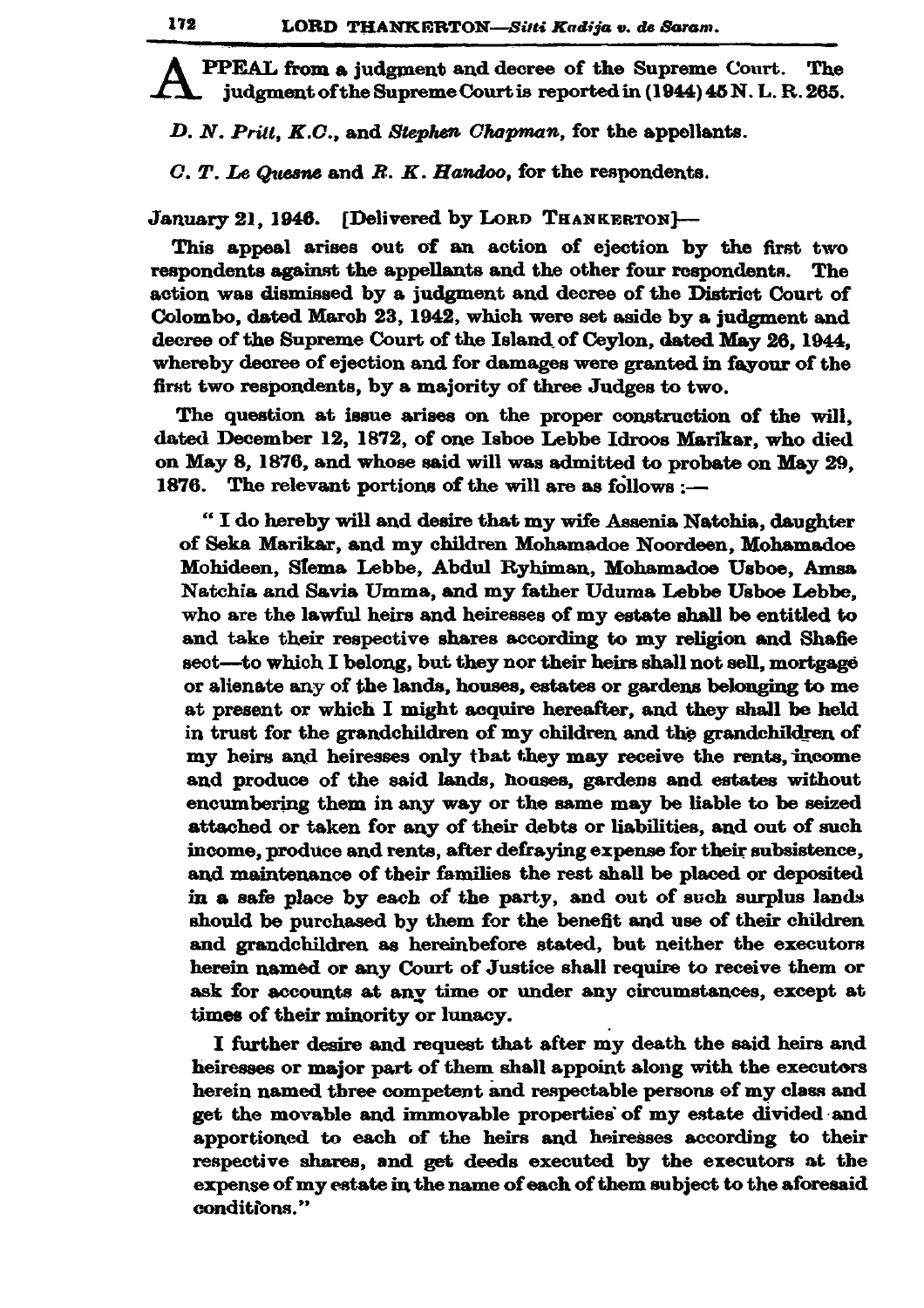APPEAL from a judgment and decree of the Supreme Court. The judgment of the Supreme Court is reported in (1944) 45 N. L. R. 265.

*D. N. Pritt, K.C.*, and *Stephen Chapman*, for the appellants.

*C. T. Le Quesne* and *R. K. Handoo*, for the respondents.

January 21, 1946. [Delivered by LORD THANKERTON]—

This appeal arises out of an action of ejection by the first two respondents against the appellants and the other four respondents. The action was dismissed by a judgment and decree of the District Court of Colombo, dated March 23, 1942, which were set aside by a judgment and decree of the Supreme Court of the Island of Ceylon, dated May 26, 1944, whereby decree of ejection and for damages were granted in favour of the first two respondents, by a majority of three Judges to two.

The question at issue arises on the proper construction of the will, dated December 12, 1872, of one Isboe Lebbe Idroos Marikar, who died on May 8, 1876, and whose said will was admitted to probate on May 29, 1876. The relevant portions of the will are as follows :—

> " I do hereby will and desire that my wife Assenia Natchia, daughter of Seka Marikar, and my children Mohamadoe Noordeen, Mohamadoe Mohideen, Slema Lebbe, Abdul Ryhiman, Mohamadoe Usboe, Amsa Natchia and Savia Umma, and my father Uduma Lebbe Usboe Lebbe, who are the lawful heirs and heiresses of my estate shall be entitled to and take their respective shares according to my religion and Shafie sect—to which I belong, but they nor their heirs shall not sell, mortgage or alienate any of the lands, houses, estates or gardens belonging to me at present or which I might acquire hereafter, and they shall be held in trust for the grandchildren of my children and the grandchildren of my heirs and heiresses only that they may receive the rents, income and produce of the said lands, houses, gardens and estates without encumbering them in any way or the same may be liable to be seized attached or taken for any of their debts or liabilities, and out of such income, produce and rents, after defraying expense for their subsistence, and maintenance of their families the rest shall be placed or deposited in a safe place by each of the party, and out of such surplus lands should be purchased by them for the benefit and use of their children and grandchildren as hereinbefore stated, but neither the executors herein named or any Court of Justice shall require to receive them or ask for accounts at any time or under any circumstances, except at times of their minority or lunacy.
>
> I further desire and request that after my death the said heirs and heiresses or major part of them shall appoint along with the executors herein named three competent and respectable persons of my class and get the movable and immovable properties of my estate divided and apportioned to each of the heirs and heiresses according to their respective shares, and get deeds executed by the executors at the expense of my estate in the name of each of them subject to the aforesaid conditions."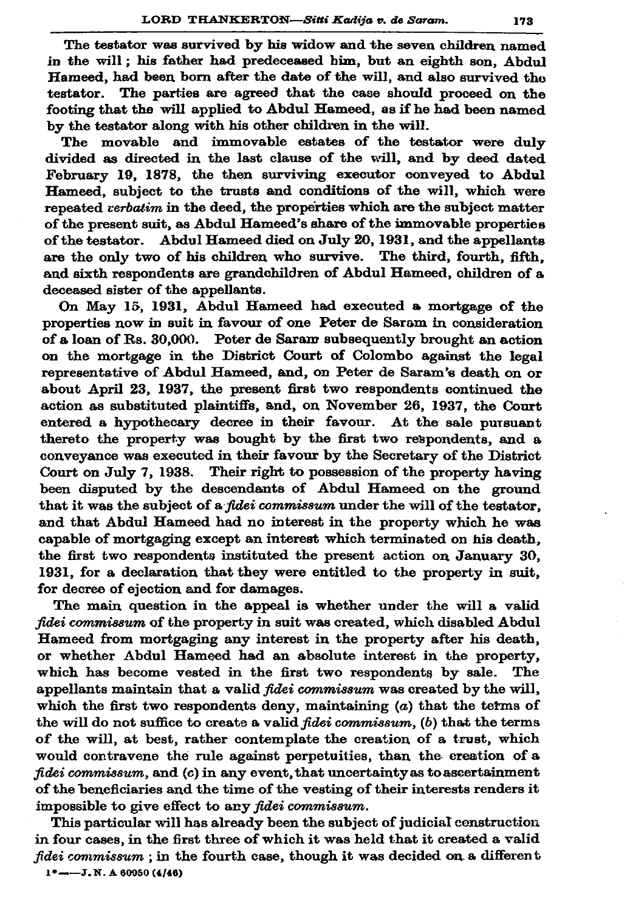The testator was survived by his widow and the seven children named in the will; his father had predeceased him, but an eighth son, Abdul Hameed, had been born after the date of the will, and also survived the testator. The parties are agreed that the case should proceed on the footing that the will applied to Abdul Hameed, as if he had been named by the testator along with his other children in the will.

The movable and immovable estates of the testator were duly divided as directed in the last clause of the will, and by deed dated February 19, 1878, the then surviving executor conveyed to Abdul Hameed, subject to the trusts and conditions of the will, which were repeated *verbatim* in the deed, the properties which are the subject matter of the present suit, as Abdul Hameed's share of the immovable properties of the testator. Abdul Hameed died on July 20, 1931, and the appellants are the only two of his children who survive. The third, fourth, fifth, and sixth respondents are grandchildren of Abdul Hameed, children of a deceased sister of the appellants.

On May 15, 1931, Abdul Hameed had executed a mortgage of the properties now in suit in favour of one Peter de Saram in consideration of a loan of Rs. 30,000. Peter de Saram subsequently brought an action on the mortgage in the District Court of Colombo against the legal representative of Abdul Hameed, and, on Peter de Saram's death on or about April 23, 1937, the present first two respondents continued the action as substituted plaintiffs, and, on November 26, 1937, the Court entered a hypothecary decree in their favour. At the sale pursuant thereto the property was bought by the first two respondents, and a conveyance was executed in their favour by the Secretary of the District Court on July 7, 1938. Their right to possession of the property having been disputed by the descendants of Abdul Hameed on the ground that it was the subject of a *fidei commissum* under the will of the testator, and that Abdul Hameed had no interest in the property which he was capable of mortgaging except an interest which terminated on his death, the first two respondents instituted the present action on January 30, 1931, for a declaration that they were entitled to the property in suit, for decree of ejection and for damages.

The main question in the appeal is whether under the will a valid *fidei commissum* of the property in suit was created, which disabled Abdul Hameed from mortgaging any interest in the property after his death, or whether Abdul Hameed had an absolute interest in the property, which has become vested in the first two respondents by sale. The appellants maintain that a valid *fidei commissum* was created by the will, which the first two respondents deny, maintaining (*a*) that the terms of the will do not suffice to create a valid *fidei commissum*, (*b*) that the terms of the will, at best, rather contemplate the creation of a trust, which would contravene the rule against perpetuities, than the creation of a *fidei commissum*, and (*c*) in any event, that uncertainty as to ascertainment of the beneficiaries and the time of the vesting of their interests renders it impossible to give effect to any *fidei commissum*.

This particular will has already been the subject of judicial construction in four cases, in the first three of which it was held that it created a valid *fidei commissum*; in the fourth case, though it was decided on a different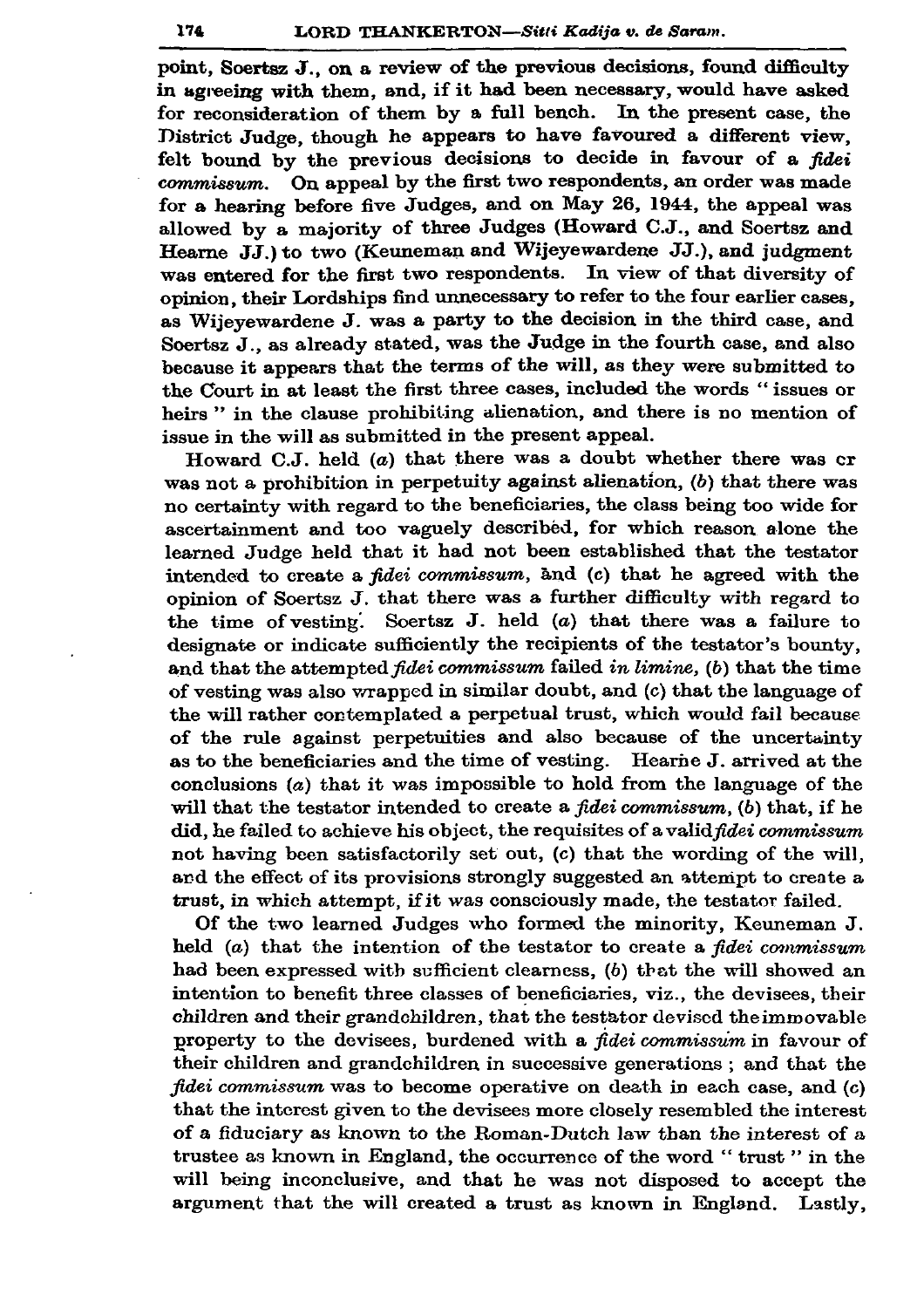point, Soertsz J., on a review of the previous decisions, found difficulty in agreeing with them, and, if it had been necessary, would have asked for reconsideration of them by a full bench. In the present case, the District Judge, though he appears to have favoured a different view, felt bound by the previous decisions to decide in favour of a *fidei commissum*. On appeal by the first two respondents, an order was made for a hearing before five Judges, and on May 26, 1944, the appeal was allowed by a majority of three Judges (Howard C.J., and Soertsz and Hearne JJ.) to two (Keuneman and Wijeyewardene JJ.), and judgment was entered for the first two respondents. In view of that diversity of opinion, their Lordships find unnecessary to refer to the four earlier cases, as Wijeyewardene J. was a party to the decision in the third case, and Soertsz J., as already stated, was the Judge in the fourth case, and also because it appears that the terms of the will, as they were submitted to the Court in at least the first three cases, included the words " issues or heirs " in the clause prohibiting alienation, and there is no mention of issue in the will as submitted in the present appeal.

Howard C.J. held (*a*) that there was a doubt whether there was or was not a prohibition in perpetuity against alienation, (*b*) that there was no certainty with regard to the beneficiaries, the class being too wide for ascertainment and too vaguely described, for which reason alone the learned Judge held that it had not been established that the testator intended to create a *fidei commissum*, and (*c*) that he agreed with the opinion of Soertsz J. that there was a further difficulty with regard to the time of vesting. Soertsz J. held (*a*) that there was a failure to designate or indicate sufficiently the recipients of the testator's bounty, and that the attempted *fidei commissum* failed *in limine*, (*b*) that the time of vesting was also wrapped in similar doubt, and (*c*) that the language of the will rather contemplated a perpetual trust, which would fail because of the rule against perpetuities and also because of the uncertainty as to the beneficiaries and the time of vesting. Hearne J. arrived at the conclusions (*a*) that it was impossible to hold from the language of the will that the testator intended to create a *fidei commissum*, (*b*) that, if he did, he failed to achieve his object, the requisites of a valid *fidei commissum* not having been satisfactorily set out, (*c*) that the wording of the will, and the effect of its provisions strongly suggested an attempt to create a trust, in which attempt, if it was consciously made, the testator failed.

Of the two learned Judges who formed the minority, Keuneman J. held (*a*) that the intention of the testator to create a *fidei commissum* had been expressed with sufficient clearness, (*b*) that the will showed an intention to benefit three classes of beneficiaries, viz., the devisees, their children and their grandchildren, that the testator devised the immovable property to the devisees, burdened with a *fidei commissum* in favour of their children and grandchildren in successive generations ; and that the *fidei commissum* was to become operative on death in each case, and (*c*) that the interest given to the devisees more closely resembled the interest of a fiduciary as known to the Roman-Dutch law than the interest of a trustee as known in England, the occurrence of the word " trust " in the will being inconclusive, and that he was not disposed to accept the argument that the will created a trust as known in England. Lastly,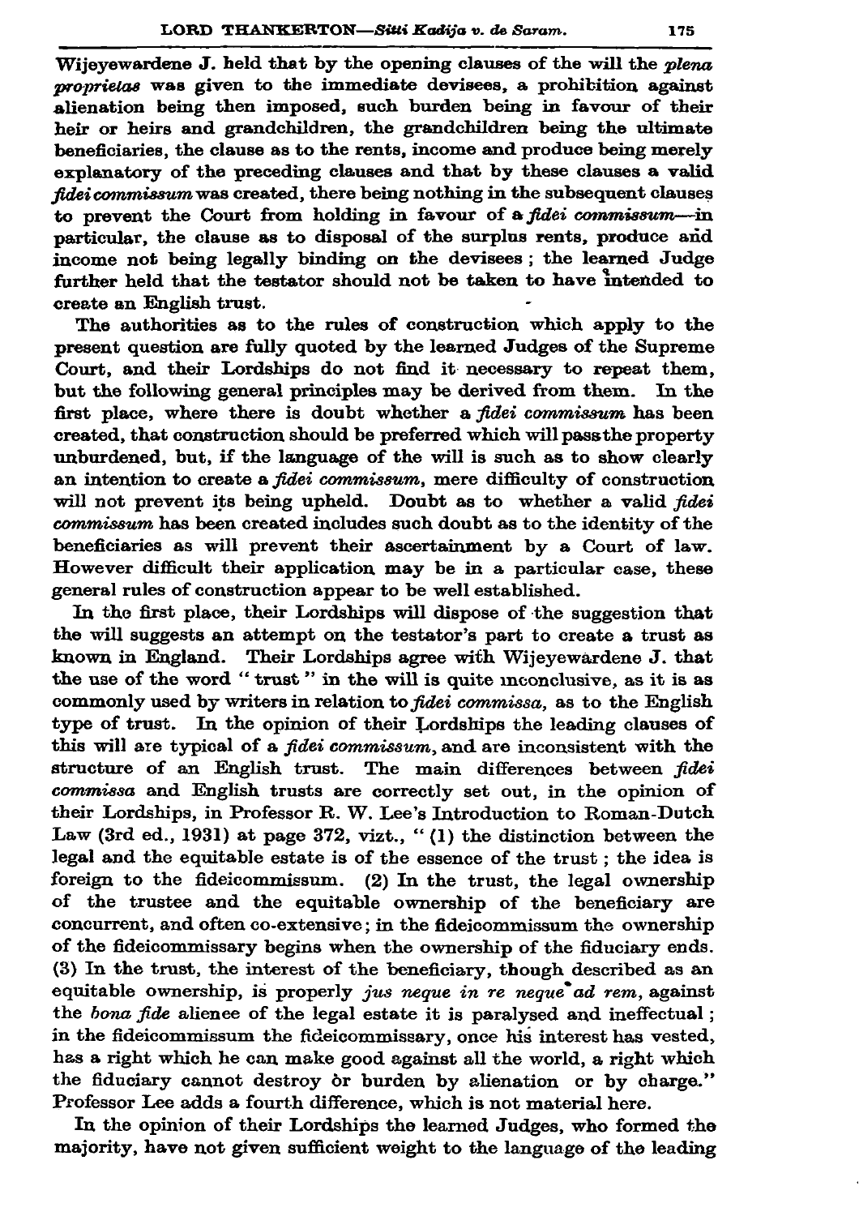Wijeyewardene J. held that by the opening clauses of the will the *plena proprietas* was given to the immediate devisees, a prohibition against alienation being then imposed, such burden being in favour of their heir or heirs and grandchildren, the grandchildren being the ultimate beneficiaries, the clause as to the rents, income and produce being merely explanatory of the preceding clauses and that by these clauses a valid *fidei commissum* was created, there being nothing in the subsequent clauses to prevent the Court from holding in favour of a *fidei commissum*—in particular, the clause as to disposal of the surplus rents, produce and income not being legally binding on the devisees; the learned Judge further held that the testator should not be taken to have intended to create an English trust.

The authorities as to the rules of construction which apply to the present question are fully quoted by the learned Judges of the Supreme Court, and their Lordships do not find it necessary to repeat them, but the following general principles may be derived from them. In the first place, where there is doubt whether a *fidei commissum* has been created, that construction should be preferred which will pass the property unburdened, but, if the language of the will is such as to show clearly an intention to create a *fidei commissum*, mere difficulty of construction will not prevent its being upheld. Doubt as to whether a valid *fidei commissum* has been created includes such doubt as to the identity of the beneficiaries as will prevent their ascertainment by a Court of law. However difficult their application may be in a particular case, these general rules of construction appear to be well established.

In the first place, their Lordships will dispose of the suggestion that the will suggests an attempt on the testator's part to create a trust as known in England. Their Lordships agree with Wijeyewardene J. that the use of the word "trust" in the will is quite inconclusive, as it is as commonly used by writers in relation to *fidei commissa*, as to the English type of trust. In the opinion of their Lordships the leading clauses of this will are typical of a *fidei commissum*, and are inconsistent with the structure of an English trust. The main differences between *fidei commissa* and English trusts are correctly set out, in the opinion of their Lordships, in Professor R. W. Lee's Introduction to Roman-Dutch Law (3rd ed., 1931) at page 372, vizt., "(1) the distinction between the legal and the equitable estate is of the essence of the trust; the idea is foreign to the fideicommissum. (2) In the trust, the legal ownership of the trustee and the equitable ownership of the beneficiary are concurrent, and often co-extensive; in the fideicommissum the ownership of the fideicommissary begins when the ownership of the fiduciary ends. (3) In the trust, the interest of the beneficiary, though described as an equitable ownership, is properly *jus neque in re neque ad rem*, against the *bona fide* alienee of the legal estate it is paralysed and ineffectual; in the fideicommissum the fideicommissary, once his interest has vested, has a right which he can make good against all the world, a right which the fiduciary cannot destroy or burden by alienation or by charge." Professor Lee adds a fourth difference, which is not material here.

In the opinion of their Lordships the learned Judges, who formed the majority, have not given sufficient weight to the language of the leading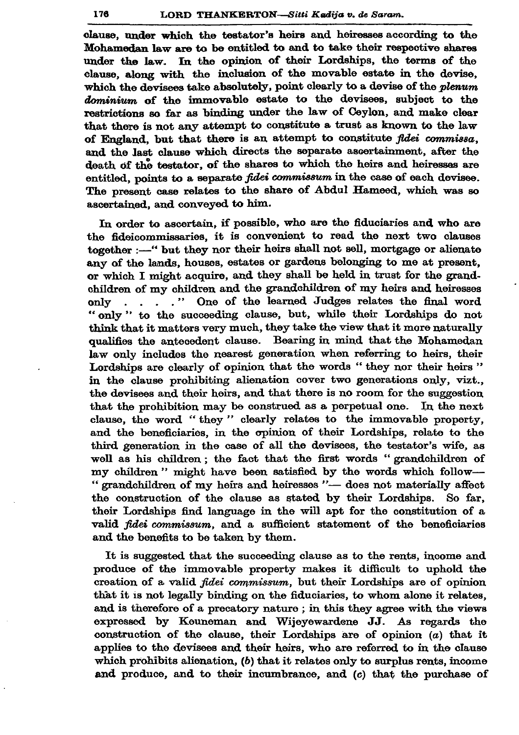clause, under which the testator's heirs and heiresses according to the Mohamedan law are to be entitled to and to take their respective shares under the law. In the opinion of their Lordships, the terms of the clause, along with the inclusion of the movable estate in the devise, which the devisees take absolutely, point clearly to a devise of the *plenum dominium* of the immovable estate to the devisees, subject to the restrictions so far as binding under the law of Ceylon, and make clear that there is not any attempt to constitute a trust as known to the law of England, but that there is an attempt to constitute *fidei commissa*, and the last clause which directs the separate ascertainment, after the death of the testator, of the shares to which the heirs and heiresses are entitled, points to a separate *fidei commissum* in the case of each devisee. The present case relates to the share of Abdul Hameed, which was so ascertained, and conveyed to him.

In order to ascertain, if possible, who are the fiduciaries and who are the fideicommissaries, it is convenient to read the next two clauses together :—" but they nor their heirs shall not sell, mortgage or alienate any of the lands, houses, estates or gardens belonging to me at present, or which I might acquire, and they shall be held in trust for the grandchildren of my children and the grandchildren of my heirs and heiresses only . . . ." One of the learned Judges relates the final word " only " to the succeeding clause, but, while their Lordships do not think that it matters very much, they take the view that it more naturally qualifies the antecedent clause. Bearing in mind that the Mohamedan law only includes the nearest generation when referring to heirs, their Lordships are clearly of opinion that the words " they nor their heirs " in the clause prohibiting alienation cover two generations only, vizt., the devisees and their heirs, and that there is no room for the suggestion that the prohibition may be construed as a perpetual one. In the next clause, the word " they " clearly relates to the immovable property, and the beneficiaries, in the opinion of their Lordships, relate to the third generation in the case of all the devisees, the testator's wife, as well as his children ; the fact that the first words " grandchildren of my children " might have been satisfied by the words which follow— " grandchildren of my heirs and heiresses "— does not materially affect the construction of the clause as stated by their Lordships. So far, their Lordships find language in the will apt for the constitution of a valid *fidei commissum*, and a sufficient statement of the beneficiaries and the benefits to be taken by them.

It is suggested that the succeeding clause as to the rents, income and produce of the immovable property makes it difficult to uphold the creation of a valid *fidei commissum*, but their Lordships are of opinion that it is not legally binding on the fiduciaries, to whom alone it relates, and is therefore of a precatory nature ; in this they agree with the views expressed by Keuneman and Wijeyewardene JJ. As regards the construction of the clause, their Lordships are of opinion (*a*) that it applies to the devisees and their heirs, who are referred to in the clause which prohibits alienation, (*b*) that it relates only to surplus rents, income and produce, and to their incumbrance, and (*c*) that the purchase of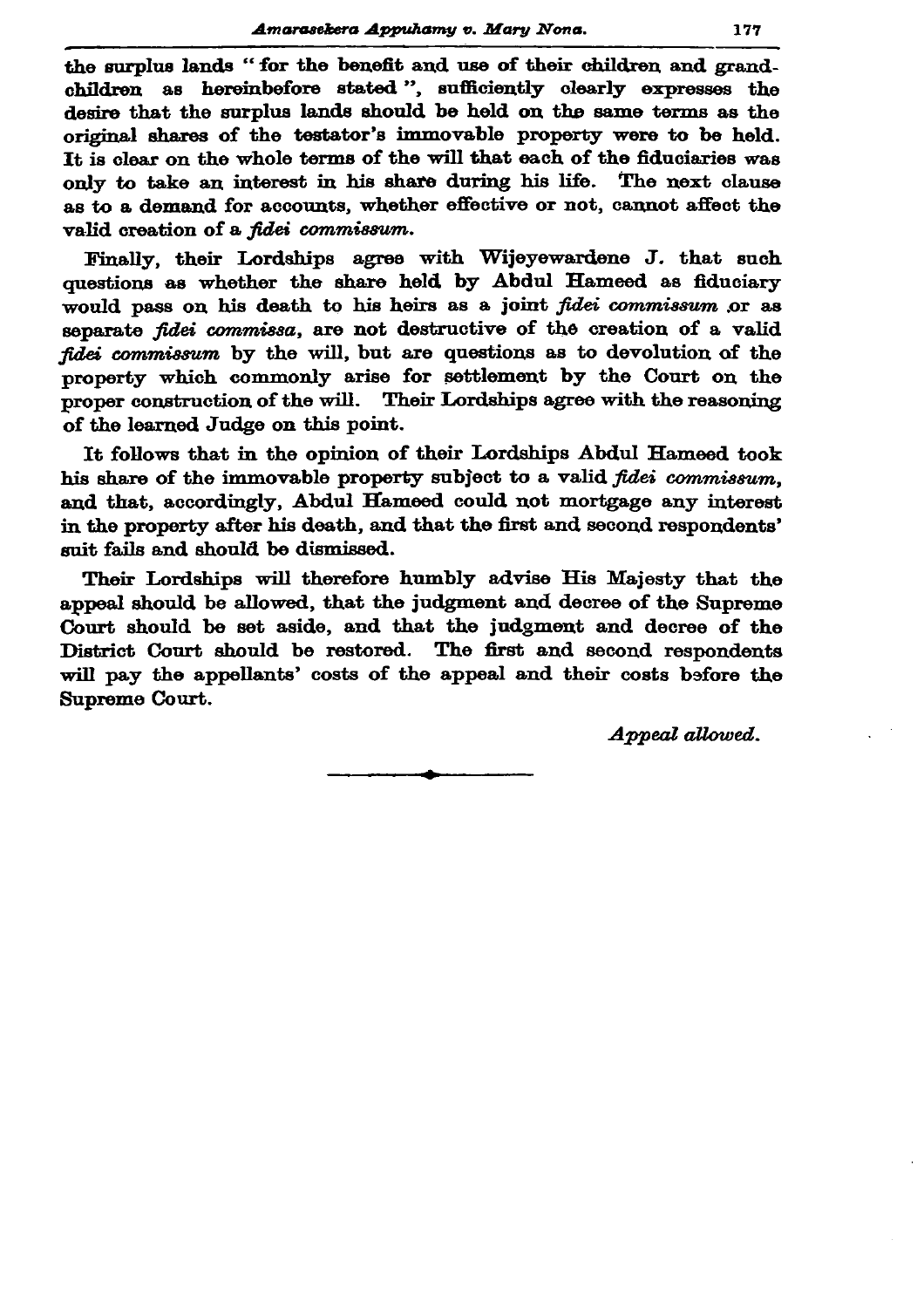the surplus lands " for the benefit and use of their children and grandchildren as hereinbefore stated ", sufficiently clearly expresses the desire that the surplus lands should be held on the same terms as the original shares of the testator's immovable property were to be held. It is clear on the whole terms of the will that each of the fiduciaries was only to take an interest in his share during his life. The next clause as to a demand for accounts, whether effective or not, cannot affect the valid creation of a *fidei commissum*.

Finally, their Lordships agree with Wijeyewardene J. that such questions as whether the share held by Abdul Hameed as fiduciary would pass on his death to his heirs as a joint *fidei commissum* or as separate *fidei commissa*, are not destructive of the creation of a valid *fidei commissum* by the will, but are questions as to devolution of the property which commonly arise for settlement by the Court on the proper construction of the will. Their Lordships agree with the reasoning of the learned Judge on this point.

It follows that in the opinion of their Lordships Abdul Hameed took his share of the immovable property subject to a valid *fidei commissum*, and that, accordingly, Abdul Hameed could not mortgage any interest in the property after his death, and that the first and second respondents' suit fails and should be dismissed.

Their Lordships will therefore humbly advise His Majesty that the appeal should be allowed, that the judgment and decree of the Supreme Court should be set aside, and that the judgment and decree of the District Court should be restored. The first and second respondents will pay the appellants' costs of the appeal and their costs before the Supreme Court.

*Appeal allowed.*